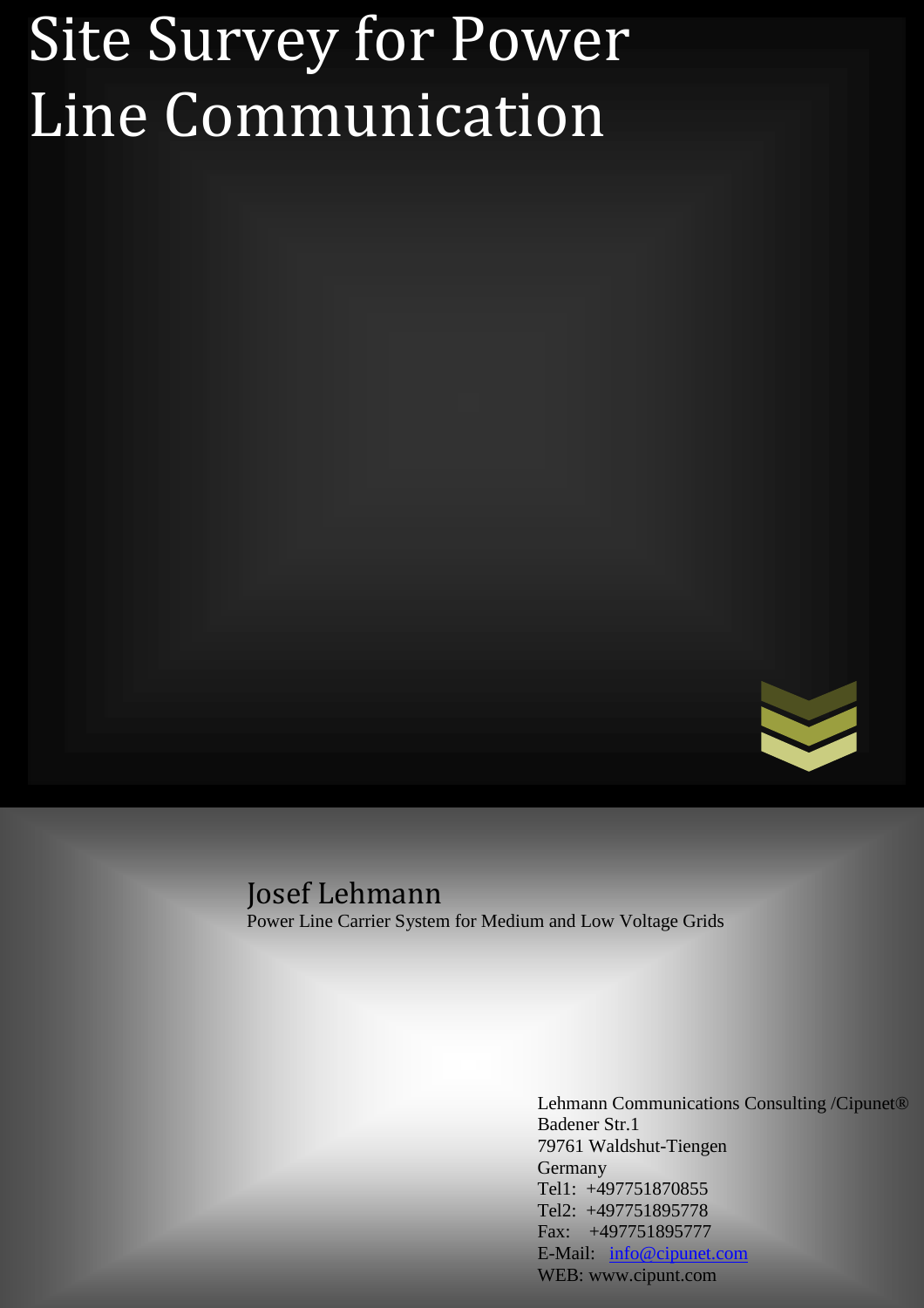# Site Survey for Power Line Communication

Josef Lehmann

Power Line Carrier System for Medium and Low Voltage Grids

Lehmann Communications Consulting /Cipunet®
Badener Str.1
79761 Waldshut-Tiengen
Germany
Tel1: +497751870855
Tel2: +497751895778
Fax: +497751895777
E-Mail: info@cipunet.com
WEB: www.cipunt.com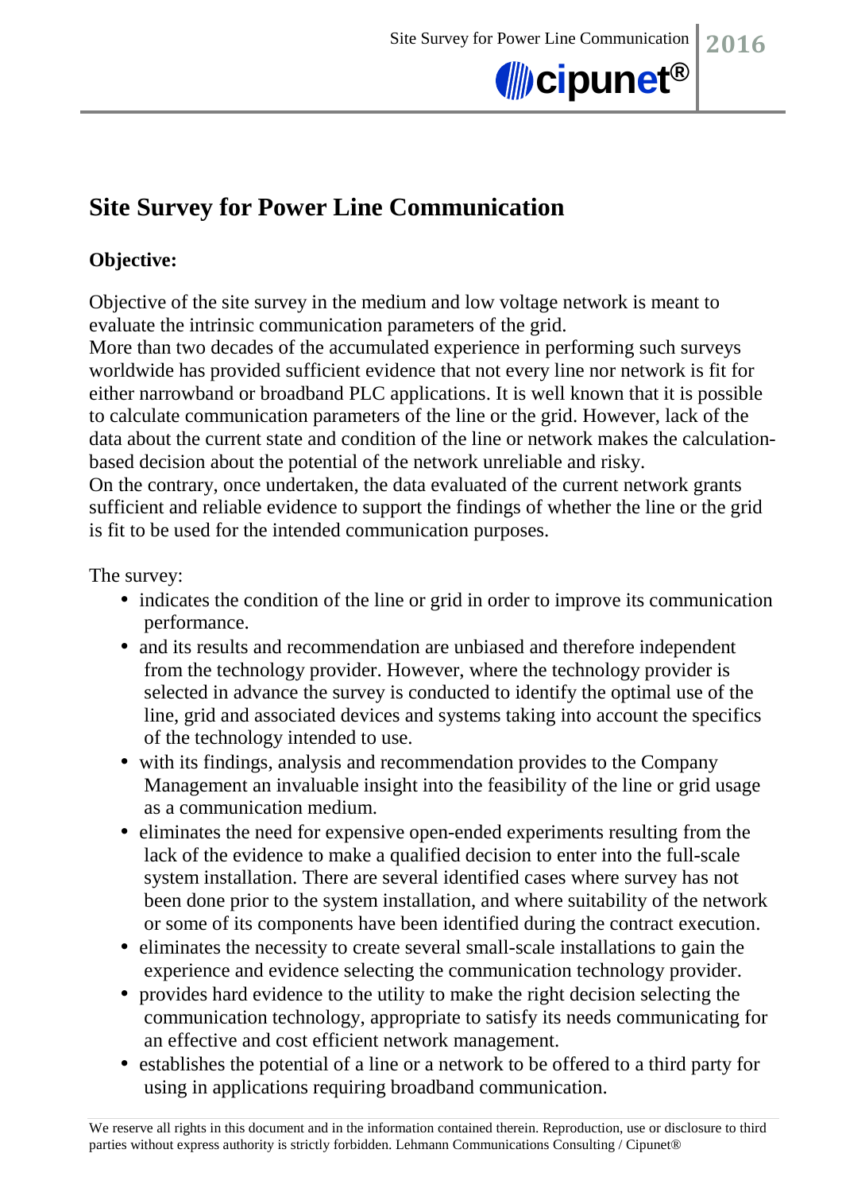# Site Survey for Power Line Communication

## Objective:

Objective of the site survey in the medium and low voltage network is meant to evaluate the intrinsic communication parameters of the grid.
More than two decades of the accumulated experience in performing such surveys worldwide has provided sufficient evidence that not every line nor network is fit for either narrowband or broadband PLC applications. It is well known that it is possible to calculate communication parameters of the line or the grid. However, lack of the data about the current state and condition of the line or network makes the calculation-based decision about the potential of the network unreliable and risky.
On the contrary, once undertaken, the data evaluated of the current network grants sufficient and reliable evidence to support the findings of whether the line or the grid is fit to be used for the intended communication purposes.

The survey:

- indicates the condition of the line or grid in order to improve its communication performance.
- and its results and recommendation are unbiased and therefore independent from the technology provider. However, where the technology provider is selected in advance the survey is conducted to identify the optimal use of the line, grid and associated devices and systems taking into account the specifics of the technology intended to use.
- with its findings, analysis and recommendation provides to the Company Management an invaluable insight into the feasibility of the line or grid usage as a communication medium.
- eliminates the need for expensive open-ended experiments resulting from the lack of the evidence to make a qualified decision to enter into the full-scale system installation. There are several identified cases where survey has not been done prior to the system installation, and where suitability of the network or some of its components have been identified during the contract execution.
- eliminates the necessity to create several small-scale installations to gain the experience and evidence selecting the communication technology provider.
- provides hard evidence to the utility to make the right decision selecting the communication technology, appropriate to satisfy its needs communicating for an effective and cost efficient network management.
- establishes the potential of a line or a network to be offered to a third party for using in applications requiring broadband communication.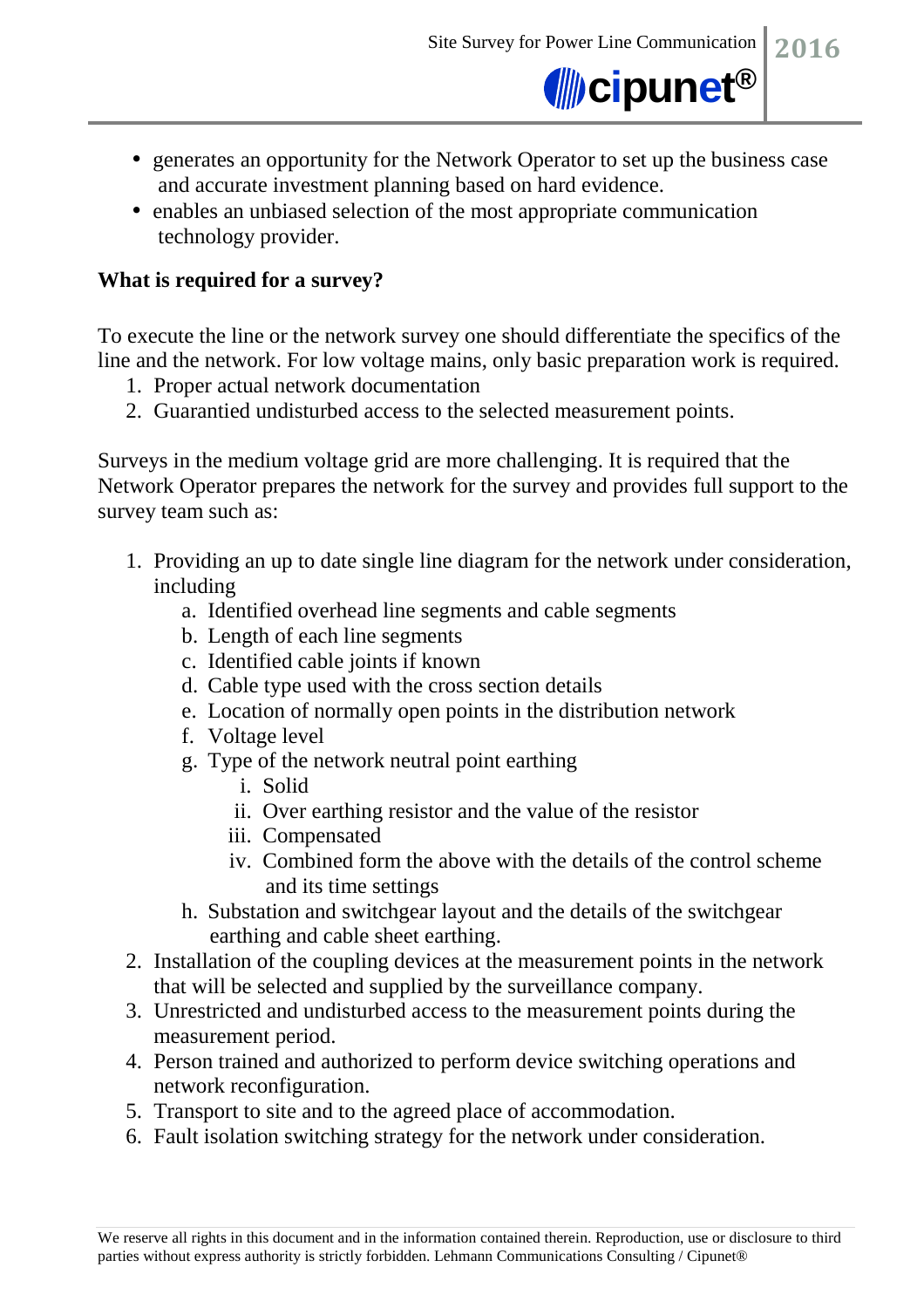- generates an opportunity for the Network Operator to set up the business case and accurate investment planning based on hard evidence.
- enables an unbiased selection of the most appropriate communication technology provider.

**What is required for a survey?**

To execute the line or the network survey one should differentiate the specifics of the line and the network. For low voltage mains, only basic preparation work is required.

1. Proper actual network documentation
2. Guarantied undisturbed access to the selected measurement points.

Surveys in the medium voltage grid are more challenging. It is required that the Network Operator prepares the network for the survey and provides full support to the survey team such as:

1. Providing an up to date single line diagram for the network under consideration, including
   a. Identified overhead line segments and cable segments
   b. Length of each line segments
   c. Identified cable joints if known
   d. Cable type used with the cross section details
   e. Location of normally open points in the distribution network
   f. Voltage level
   g. Type of the network neutral point earthing
      i. Solid
      ii. Over earthing resistor and the value of the resistor
      iii. Compensated
      iv. Combined form the above with the details of the control scheme and its time settings
   h. Substation and switchgear layout and the details of the switchgear earthing and cable sheet earthing.
2. Installation of the coupling devices at the measurement points in the network that will be selected and supplied by the surveillance company.
3. Unrestricted and undisturbed access to the measurement points during the measurement period.
4. Person trained and authorized to perform device switching operations and network reconfiguration.
5. Transport to site and to the agreed place of accommodation.
6. Fault isolation switching strategy for the network under consideration.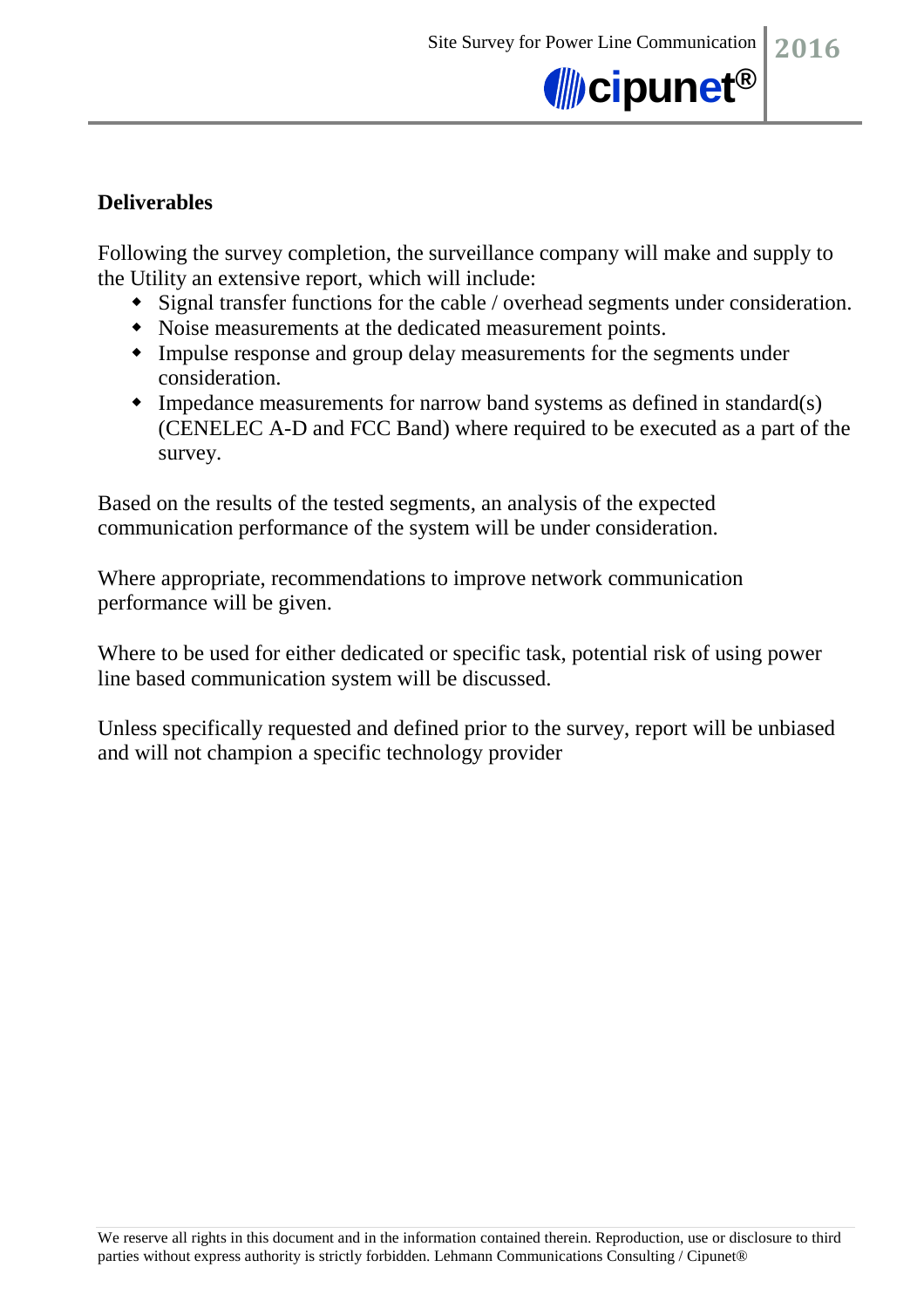## Deliverables

Following the survey completion, the surveillance company will make and supply to the Utility an extensive report, which will include:

- Signal transfer functions for the cable / overhead segments under consideration.
- Noise measurements at the dedicated measurement points.
- Impulse response and group delay measurements for the segments under consideration.
- Impedance measurements for narrow band systems as defined in standard(s) (CENELEC A-D and FCC Band) where required to be executed as a part of the survey.

Based on the results of the tested segments, an analysis of the expected communication performance of the system will be under consideration.

Where appropriate, recommendations to improve network communication performance will be given.

Where to be used for either dedicated or specific task, potential risk of using power line based communication system will be discussed.

Unless specifically requested and defined prior to the survey, report will be unbiased and will not champion a specific technology provider